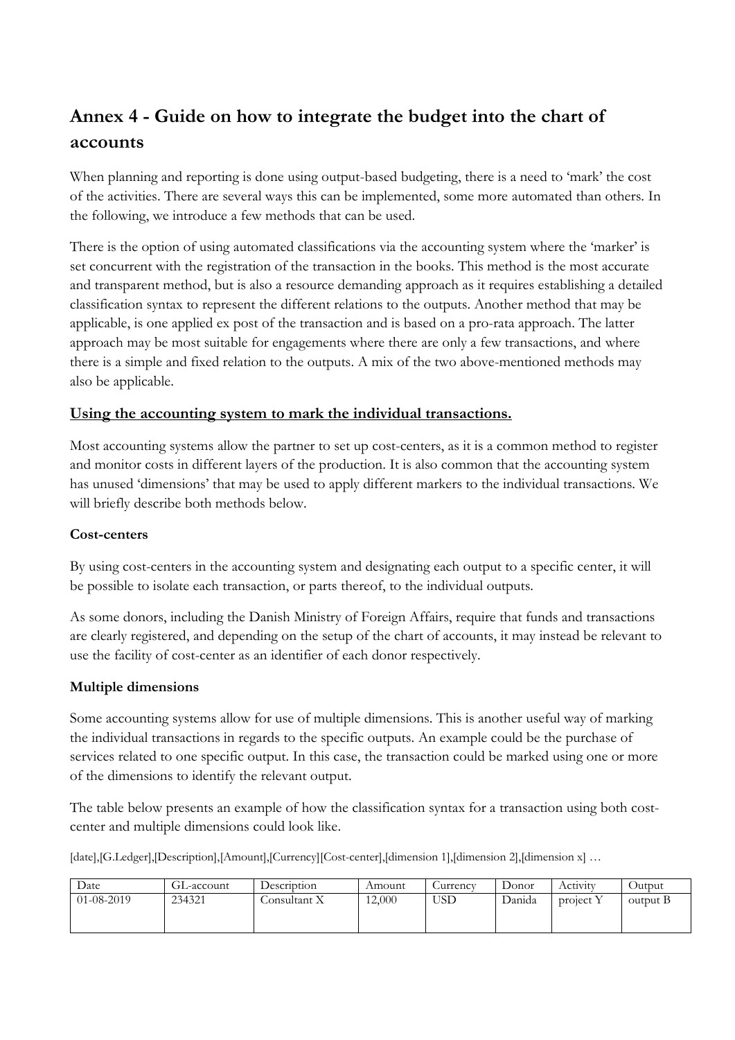# Annex 4 - Guide on how to integrate the budget into the chart of accounts

When planning and reporting is done using output-based budgeting, there is a need to 'mark' the cost of the activities. There are several ways this can be implemented, some more automated than others. In the following, we introduce a few methods that can be used.

There is the option of using automated classifications via the accounting system where the 'marker' is set concurrent with the registration of the transaction in the books. This method is the most accurate and transparent method, but is also a resource demanding approach as it requires establishing a detailed classification syntax to represent the different relations to the outputs. Another method that may be applicable, is one applied ex post of the transaction and is based on a pro-rata approach. The latter approach may be most suitable for engagements where there are only a few transactions, and where there is a simple and fixed relation to the outputs. A mix of the two above-mentioned methods may also be applicable.

## <u>Using the accounting system to mark the individual transactions.</u>

Most accounting systems allow the partner to set up cost-centers, as it is a common method to register and monitor costs in different layers of the production. It is also common that the accounting system has unused 'dimensions' that may be used to apply different markers to the individual transactions. We will briefly describe both methods below.

### Cost-centers

By using cost-centers in the accounting system and designating each output to a specific center, it will be possible to isolate each transaction, or parts thereof, to the individual outputs.

As some donors, including the Danish Ministry of Foreign Affairs, require that funds and transactions are clearly registered, and depending on the setup of the chart of accounts, it may instead be relevant to use the facility of cost-center as an identifier of each donor respectively.

### Multiple dimensions

Some accounting systems allow for use of multiple dimensions. This is another useful way of marking the individual transactions in regards to the specific outputs. An example could be the purchase of services related to one specific output. In this case, the transaction could be marked using one or more of the dimensions to identify the relevant output.

The table below presents an example of how the classification syntax for a transaction using both cost-center and multiple dimensions could look like.

[date],[G.Ledger],[Description],[Amount],[Currency][Cost-center],[dimension 1],[dimension 2],[dimension x] …

| Date | GL-account | Description | Amount | Currency | Donor | Activity | Output |
|---|---|---|---|---|---|---|---|
| 01-08-2019 | 234321 | Consultant X | 12,000 | USD | Danida | project Y | output B |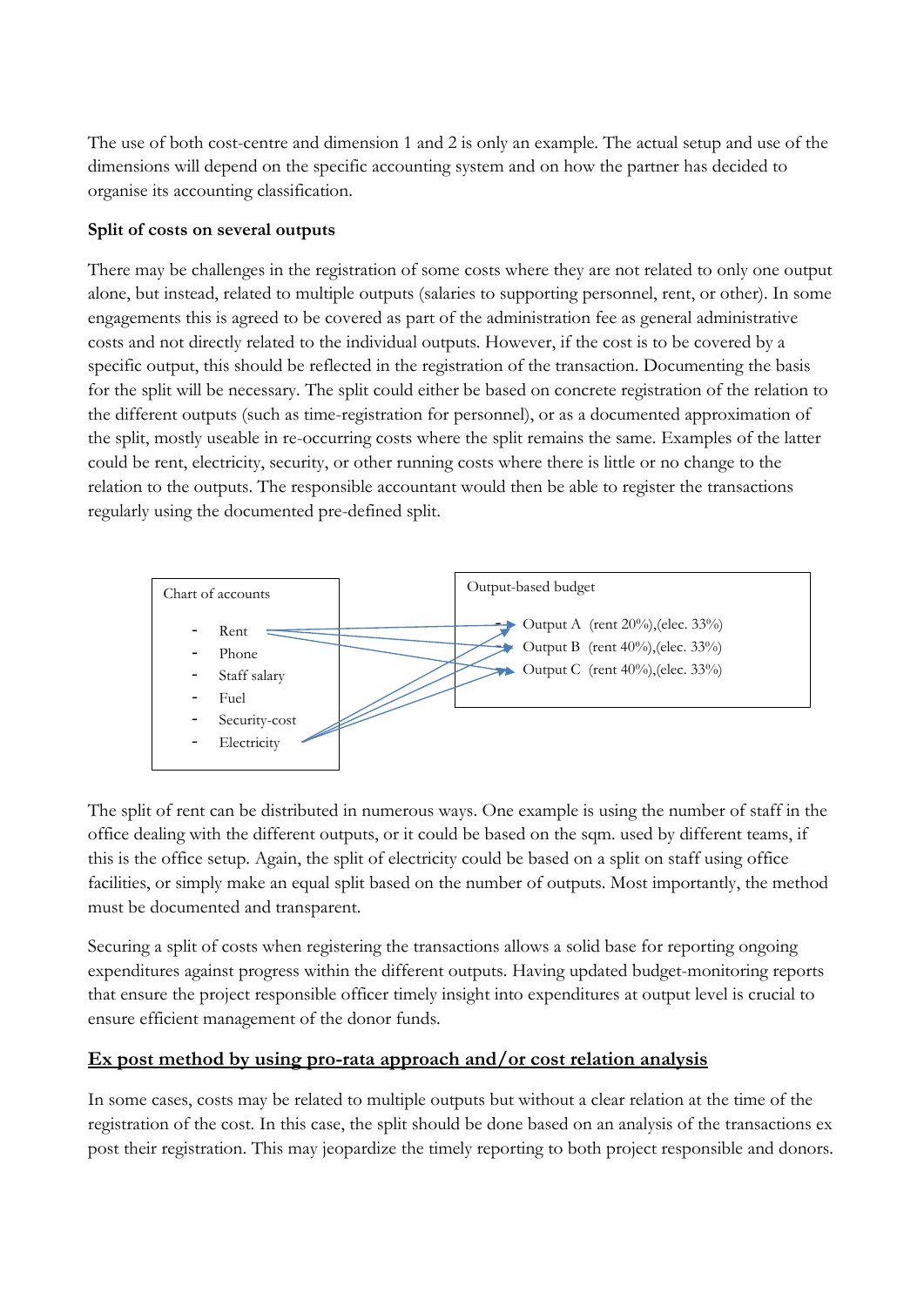The use of both cost-centre and dimension 1 and 2 is only an example. The actual setup and use of the dimensions will depend on the specific accounting system and on how the partner has decided to organise its accounting classification.

**Split of costs on several outputs**

There may be challenges in the registration of some costs where they are not related to only one output alone, but instead, related to multiple outputs (salaries to supporting personnel, rent, or other). In some engagements this is agreed to be covered as part of the administration fee as general administrative costs and not directly related to the individual outputs. However, if the cost is to be covered by a specific output, this should be reflected in the registration of the transaction. Documenting the basis for the split will be necessary. The split could either be based on concrete registration of the relation to the different outputs (such as time-registration for personnel), or as a documented approximation of the split, mostly useable in re-occurring costs where the split remains the same. Examples of the latter could be rent, electricity, security, or other running costs where there is little or no change to the relation to the outputs. The responsible accountant would then be able to register the transactions regularly using the documented pre-defined split.

Chart of accounts

- Rent
- Phone
- Staff salary
- Fuel
- Security-cost
- Electricity

Output-based budget

- Output A (rent 20%),(elec. 33%)
- Output B (rent 40%),(elec. 33%)
- Output C (rent 40%),(elec. 33%)

The split of rent can be distributed in numerous ways. One example is using the number of staff in the office dealing with the different outputs, or it could be based on the sqm. used by different teams, if this is the office setup. Again, the split of electricity could be based on a split on staff using office facilities, or simply make an equal split based on the number of outputs. Most importantly, the method must be documented and transparent.

Securing a split of costs when registering the transactions allows a solid base for reporting ongoing expenditures against progress within the different outputs. Having updated budget-monitoring reports that ensure the project responsible officer timely insight into expenditures at output level is crucial to ensure efficient management of the donor funds.

## Ex post method by using pro-rata approach and/or cost relation analysis

In some cases, costs may be related to multiple outputs but without a clear relation at the time of the registration of the cost. In this case, the split should be done based on an analysis of the transactions ex post their registration. This may jeopardize the timely reporting to both project responsible and donors.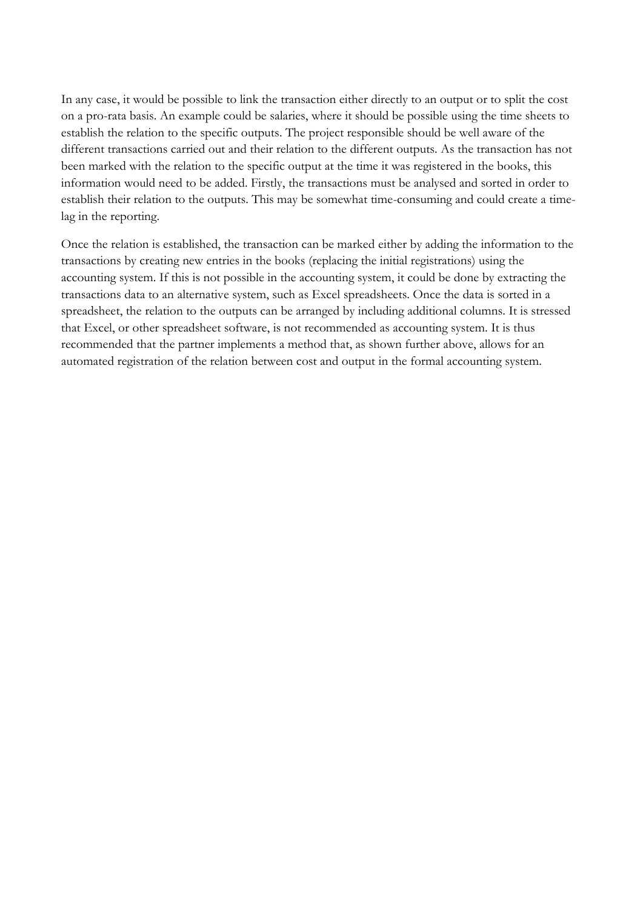In any case, it would be possible to link the transaction either directly to an output or to split the cost on a pro-rata basis. An example could be salaries, where it should be possible using the time sheets to establish the relation to the specific outputs. The project responsible should be well aware of the different transactions carried out and their relation to the different outputs. As the transaction has not been marked with the relation to the specific output at the time it was registered in the books, this information would need to be added. Firstly, the transactions must be analysed and sorted in order to establish their relation to the outputs. This may be somewhat time-consuming and could create a time-lag in the reporting.

Once the relation is established, the transaction can be marked either by adding the information to the transactions by creating new entries in the books (replacing the initial registrations) using the accounting system. If this is not possible in the accounting system, it could be done by extracting the transactions data to an alternative system, such as Excel spreadsheets. Once the data is sorted in a spreadsheet, the relation to the outputs can be arranged by including additional columns. It is stressed that Excel, or other spreadsheet software, is not recommended as accounting system. It is thus recommended that the partner implements a method that, as shown further above, allows for an automated registration of the relation between cost and output in the formal accounting system.